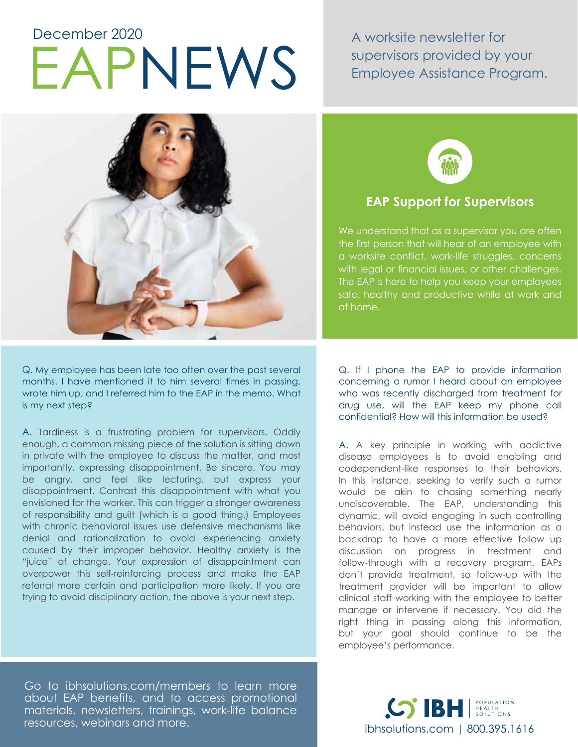December 2020

# EAPNEWS

A worksite newsletter for supervisors provided by your Employee Assistance Program.

## EAP Support for Supervisors

We understand that as a supervisor you are often the first person that will hear of an employee with a worksite conflict, work-life struggles, concerns with legal or financial issues, or other challenges. The EAP is here to help you keep your employees safe, healthy and productive while at work and at home.

Q. My employee has been late too often over the past several months. I have mentioned it to him several times in passing, wrote him up, and I referred him to the EAP in the memo. What is my next step?

A. Tardiness is a frustrating problem for supervisors. Oddly enough, a common missing piece of the solution is sitting down in private with the employee to discuss the matter, and most importantly, expressing disappointment. Be sincere. You may be angry, and feel like lecturing, but express your disappointment. Contrast this disappointment with what you envisioned for the worker. This can trigger a stronger awareness of responsibility and guilt (which is a good thing.) Employees with chronic behavioral issues use defensive mechanisms like denial and rationalization to avoid experiencing anxiety caused by their improper behavior. Healthy anxiety is the "juice" of change. Your expression of disappointment can overpower this self-reinforcing process and make the EAP referral more certain and participation more likely. If you are trying to avoid disciplinary action, the above is your next step.

Q. If I phone the EAP to provide information concerning a rumor I heard about an employee who was recently discharged from treatment for drug use, will the EAP keep my phone call confidential? How will this information be used?

A. A key principle in working with addictive disease employees is to avoid enabling and codependent-like responses to their behaviors. In this instance, seeking to verify such a rumor would be akin to chasing something nearly undiscoverable. The EAP, understanding this dynamic, will avoid engaging in such controlling behaviors, but instead use the information as a backdrop to have a more effective follow up discussion on progress in treatment and follow-through with a recovery program. EAPs don't provide treatment, so follow-up with the treatment provider will be important to allow clinical staff working with the employee to better manage or intervene if necessary. You did the right thing in passing along this information, but your goal should continue to be the employee's performance.

Go to ibhsolutions.com/members to learn more about EAP benefits, and to access promotional materials, newsletters, trainings, work-life balance resources, webinars and more.

IBH Population Health Solutions
ibhsolutions.com | 800.395.1616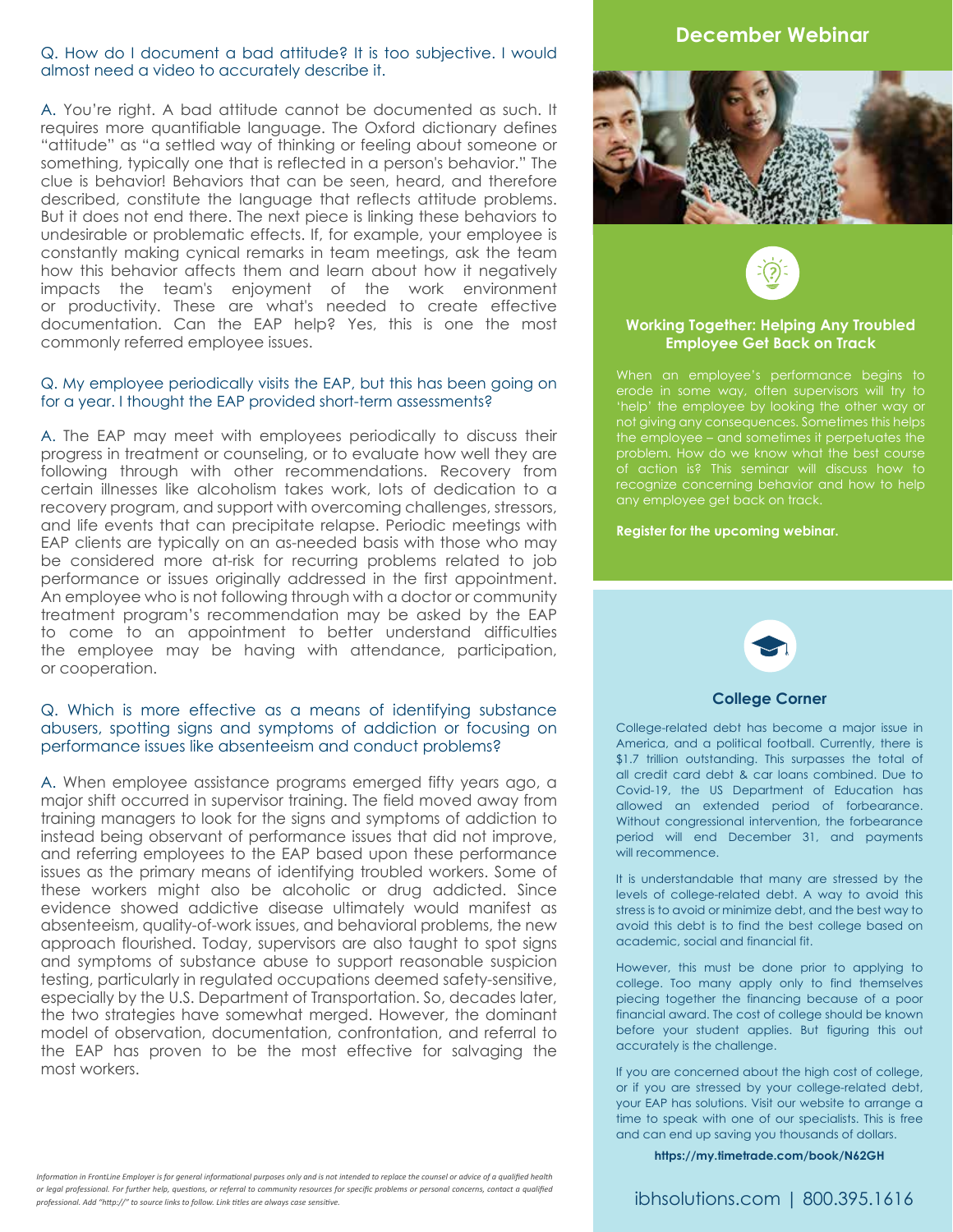Q. How do I document a bad attitude? It is too subjective. I would almost need a video to accurately describe it.

A. You're right. A bad attitude cannot be documented as such. It requires more quantifiable language. The Oxford dictionary defines "attitude" as "a settled way of thinking or feeling about someone or something, typically one that is reflected in a person's behavior." The clue is behavior! Behaviors that can be seen, heard, and therefore described, constitute the language that reflects attitude problems. But it does not end there. The next piece is linking these behaviors to undesirable or problematic effects. If, for example, your employee is constantly making cynical remarks in team meetings, ask the team how this behavior affects them and learn about how it negatively impacts the team's enjoyment of the work environment or productivity. These are what's needed to create effective documentation. Can the EAP help? Yes, this is one the most commonly referred employee issues.

Q. My employee periodically visits the EAP, but this has been going on for a year. I thought the EAP provided short-term assessments?

A. The EAP may meet with employees periodically to discuss their progress in treatment or counseling, or to evaluate how well they are following through with other recommendations. Recovery from certain illnesses like alcoholism takes work, lots of dedication to a recovery program, and support with overcoming challenges, stressors, and life events that can precipitate relapse. Periodic meetings with EAP clients are typically on an as-needed basis with those who may be considered more at-risk for recurring problems related to job performance or issues originally addressed in the first appointment. An employee who is not following through with a doctor or community treatment program's recommendation may be asked by the EAP to come to an appointment to better understand difficulties the employee may be having with attendance, participation, or cooperation.

Q. Which is more effective as a means of identifying substance abusers, spotting signs and symptoms of addiction or focusing on performance issues like absenteeism and conduct problems?

A. When employee assistance programs emerged fifty years ago, a major shift occurred in supervisor training. The field moved away from training managers to look for the signs and symptoms of addiction to instead being observant of performance issues that did not improve, and referring employees to the EAP based upon these performance issues as the primary means of identifying troubled workers. Some of these workers might also be alcoholic or drug addicted. Since evidence showed addictive disease ultimately would manifest as absenteeism, quality-of-work issues, and behavioral problems, the new approach flourished. Today, supervisors are also taught to spot signs and symptoms of substance abuse to support reasonable suspicion testing, particularly in regulated occupations deemed safety-sensitive, especially by the U.S. Department of Transportation. So, decades later, the two strategies have somewhat merged. However, the dominant model of observation, documentation, confrontation, and referral to the EAP has proven to be the most effective for salvaging the most workers.

## December Webinar

**Working Together: Helping Any Troubled Employee Get Back on Track**

When an employee's performance begins to erode in some way, often supervisors will try to 'help' the employee by looking the other way or not giving any consequences. Sometimes this helps the employee – and sometimes it perpetuates the problem. How do we know what the best course of action is? This seminar will discuss how to recognize concerning behavior and how to help any employee get back on track.

**Register for the upcoming webinar.**

## College Corner

College-related debt has become a major issue in America, and a political football. Currently, there is $1.7 trillion outstanding. This surpasses the total of all credit card debt & car loans combined. Due to Covid-19, the US Department of Education has allowed an extended period of forbearance. Without congressional intervention, the forbearance period will end December 31, and payments will recommence.

It is understandable that many are stressed by the levels of college-related debt. A way to avoid this stress is to avoid or minimize debt, and the best way to avoid this debt is to find the best college based on academic, social and financial fit.

However, this must be done prior to applying to college. Too many apply only to find themselves piecing together the financing because of a poor financial award. The cost of college should be known before your student applies. But figuring this out accurately is the challenge.

If you are concerned about the high cost of college, or if you are stressed by your college-related debt, your EAP has solutions. Visit our website to arrange a time to speak with one of our specialists. This is free and can end up saving you thousands of dollars.

**https://my.timetrade.com/book/N62GH**

*Information in FrontLine Employer is for general informational purposes only and is not intended to replace the counsel or advice of a qualified health or legal professional. For further help, questions, or referral to community resources for specific problems or personal concerns, contact a qualified professional. Add "http://" to source links to follow. Link titles are always case sensitive.*

ibhsolutions.com | 800.395.1616